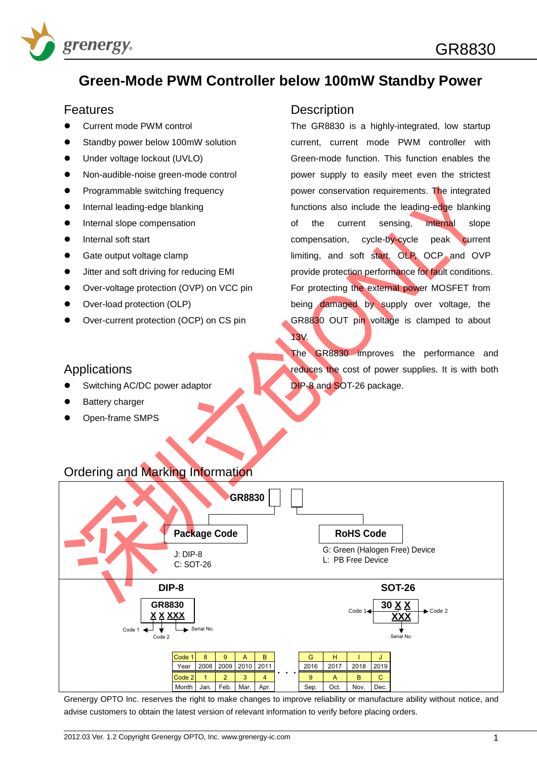# Green-Mode PWM Controller below 100mW Standby Power

## Features

- Current mode PWM control
- Standby power below 100mW solution
- Under voltage lockout (UVLO)
- Non-audible-noise green-mode control
- Programmable switching frequency
- Internal leading-edge blanking
- Internal slope compensation
- Internal soft start
- Gate output voltage clamp
- Jitter and soft driving for reducing EMI
- Over-voltage protection (OVP) on VCC pin
- Over-load protection (OLP)
- Over-current protection (OCP) on CS pin

## Applications

- Switching AC/DC power adaptor
- Battery charger
- Open-frame SMPS

## Description

The GR8830 is a highly-integrated, low startup current, current mode PWM controller with Green-mode function. This function enables the power supply to easily meet even the strictest power conservation requirements. The integrated functions also include the leading-edge blanking of the current sensing, internal slope compensation, cycle-by-cycle peak current limiting, and soft start. OLP, OCP and OVP provide protection performance for fault conditions. For protecting the external power MOSFET from being damaged by supply over voltage, the GR8830 OUT pin voltage is clamped to about 13V.

The GR8830 improves the performance and reduces the cost of power supplies. It is with both DIP-8 and SOT-26 package.

## Ordering and Marking Information

**GR8830** □ □

**Package Code**
J: DIP-8
C: SOT-26

**RoHS Code**
G: Green (Halogen Free) Device
L: PB Free Device

**DIP-8**

GR8830
X X XXX

Code 1, Code 2, Serial No.

**SOT-26**

30 X X
XXX

Code 1, Code 2, Serial No.

| Code 1 | 8 | 9 | A | B | ... | G | H | I | J |
|---|---|---|---|---|---|---|---|---|---|
| Year | 2008 | 2009 | 2010 | 2011 | | 2016 | 2017 | 2018 | 2019 |
| Code 2 | 1 | 2 | 3 | 4 | ... | 9 | A | B | C |
| Month | Jan. | Feb. | Mar. | Apr. | | Sep. | Oct. | Nov. | Dec. |

Grenergy OPTO Inc. reserves the right to make changes to improve reliability or manufacture ability without notice, and advise customers to obtain the latest version of relevant information to verify before placing orders.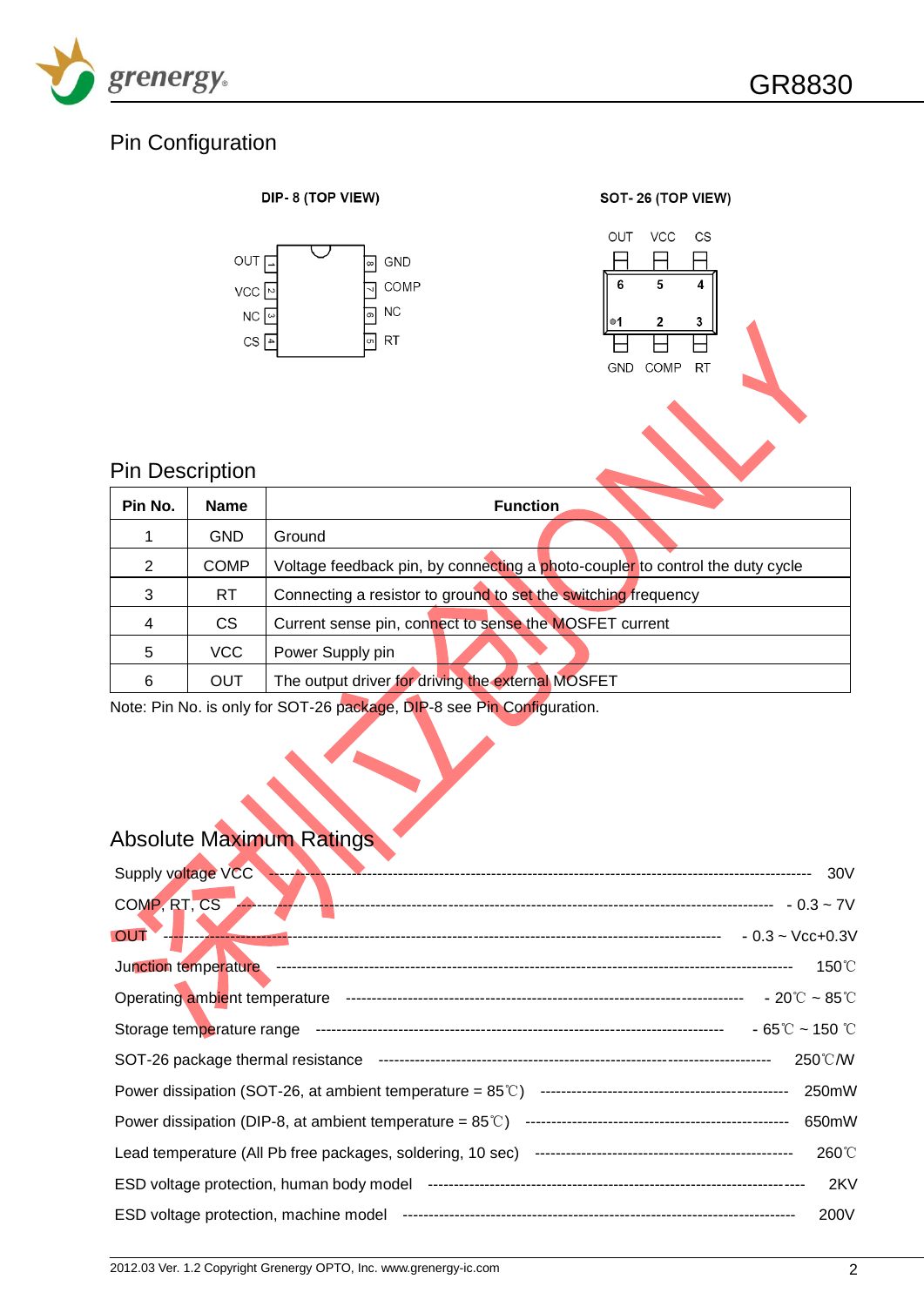## Pin Configuration

DIP- 8 (TOP VIEW)

| Pin | Name | Pin | Name |
|---|---|---|---|
| 1 | OUT | 8 | GND |
| 2 | VCC | 7 | COMP |
| 3 | NC | 6 | NC |
| 4 | CS | 5 | RT |

SOT- 26 (TOP VIEW)

| Pin | Name | Pin | Name |
|---|---|---|---|
| 6 | OUT | 1 | GND |
| 5 | VCC | 2 | COMP |
| 4 | CS | 3 | RT |

## Pin Description

| Pin No. | Name | Function |
|---|---|---|
| 1 | GND | Ground |
| 2 | COMP | Voltage feedback pin, by connecting a photo-coupler to control the duty cycle |
| 3 | RT | Connecting a resistor to ground to set the switching frequency |
| 4 | CS | Current sense pin, connect to sense the MOSFET current |
| 5 | VCC | Power Supply pin |
| 6 | OUT | The output driver for driving the external MOSFET |

Note: Pin No. is only for SOT-26 package, DIP-8 see Pin Configuration.

## Absolute Maximum Ratings

| Parameter | Rating |
|---|---|
| Supply voltage VCC | 30V |
| COMP, RT, CS | - 0.3 ~ 7V |
| OUT | - 0.3 ~ Vcc+0.3V |
| Junction temperature | 150℃ |
| Operating ambient temperature | - 20℃ ~ 85℃ |
| Storage temperature range | - 65℃ ~ 150 ℃ |
| SOT-26 package thermal resistance | 250℃/W |
| Power dissipation (SOT-26, at ambient temperature = 85℃) | 250mW |
| Power dissipation (DIP-8, at ambient temperature = 85℃) | 650mW |
| Lead temperature (All Pb free packages, soldering, 10 sec) | 260℃ |
| ESD voltage protection, human body model | 2KV |
| ESD voltage protection, machine model | 200V |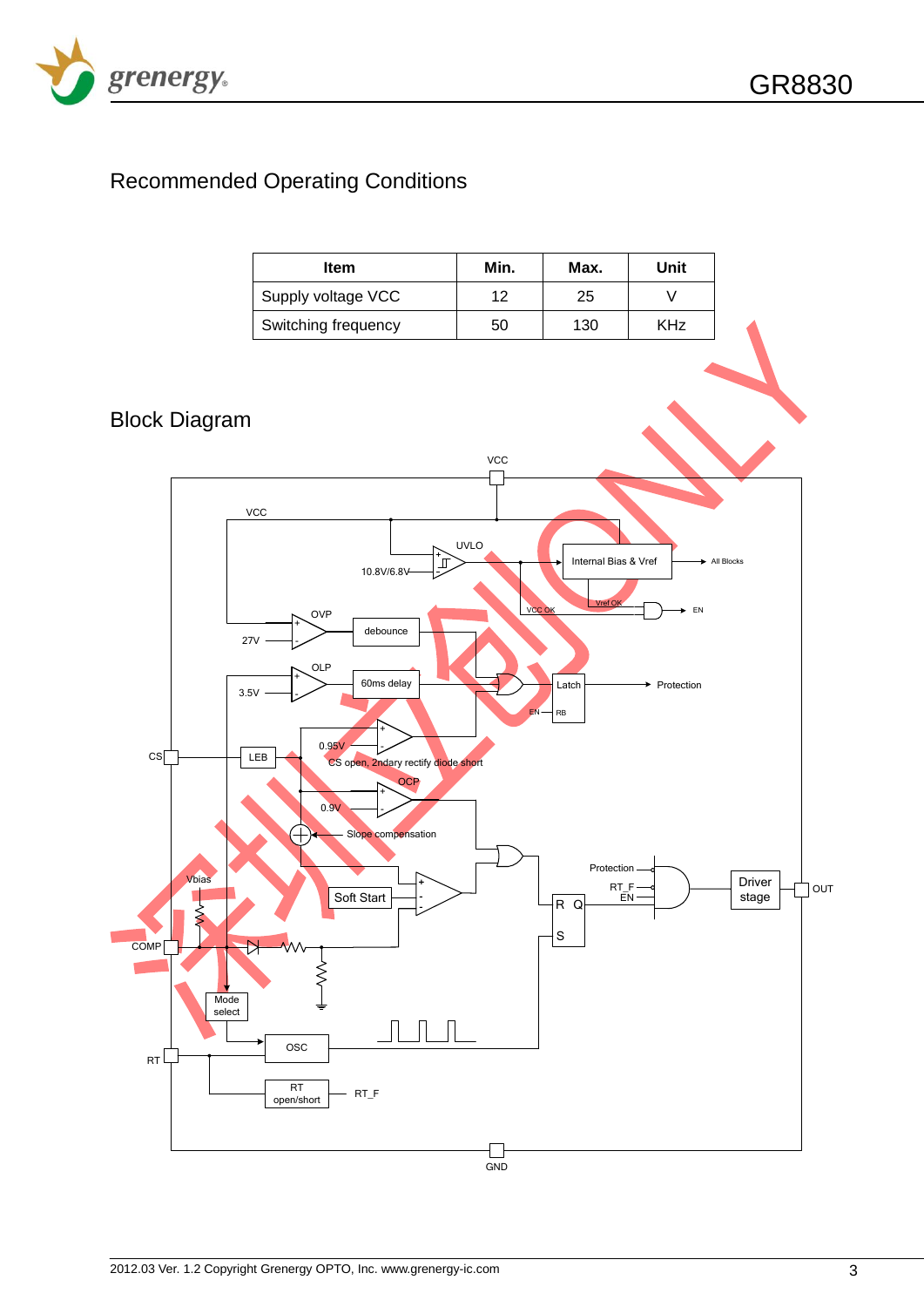## Recommended Operating Conditions

| Item | Min. | Max. | Unit |
|---|---|---|---|
| Supply voltage VCC | 12 | 25 | V |
| Switching frequency | 50 | 130 | KHz |

## Block Diagram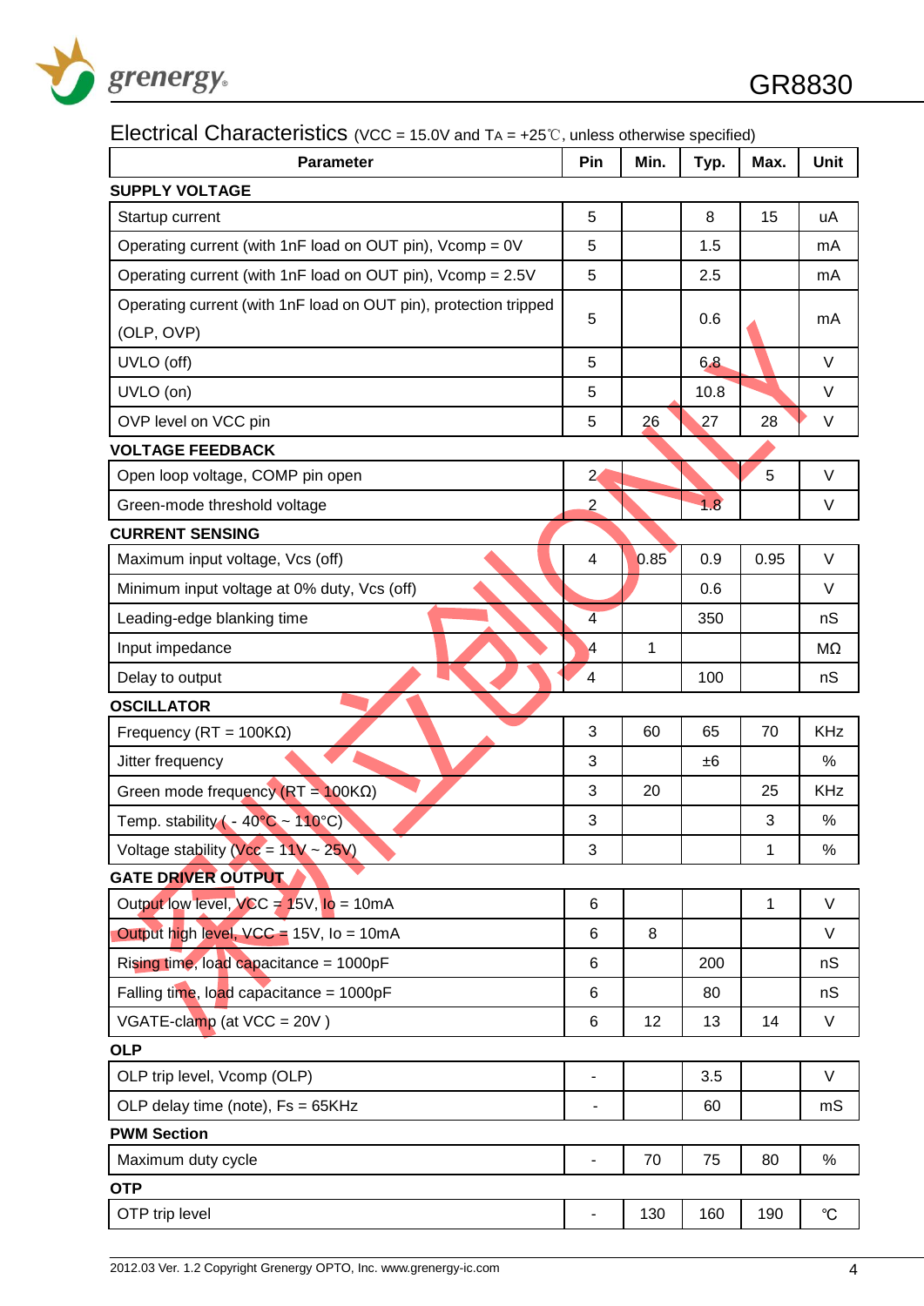## Electrical Characteristics (VCC = 15.0V and TA = +25℃, unless otherwise specified)

| Parameter | Pin | Min. | Typ. | Max. | Unit |
|---|---|---|---|---|---|
| **SUPPLY VOLTAGE** | | | | | |
| Startup current | 5 | | 8 | 15 | uA |
| Operating current (with 1nF load on OUT pin), Vcomp = 0V | 5 | | 1.5 | | mA |
| Operating current (with 1nF load on OUT pin), Vcomp = 2.5V | 5 | | 2.5 | | mA |
| Operating current (with 1nF load on OUT pin), protection tripped (OLP, OVP) | 5 | | 0.6 | | mA |
| UVLO (off) | 5 | | 6.8 | | V |
| UVLO (on) | 5 | | 10.8 | | V |
| OVP level on VCC pin | 5 | 26 | 27 | 28 | V |
| **VOLTAGE FEEDBACK** | | | | | |
| Open loop voltage, COMP pin open | 2 | | | 5 | V |
| Green-mode threshold voltage | 2 | | 1.8 | | V |
| **CURRENT SENSING** | | | | | |
| Maximum input voltage, Vcs (off) | 4 | 0.85 | 0.9 | 0.95 | V |
| Minimum input voltage at 0% duty, Vcs (off) | | | 0.6 | | V |
| Leading-edge blanking time | 4 | | 350 | | nS |
| Input impedance | 4 | 1 | | | MΩ |
| Delay to output | 4 | | 100 | | nS |
| **OSCILLATOR** | | | | | |
| Frequency (RT = 100KΩ) | 3 | 60 | 65 | 70 | KHz |
| Jitter frequency | 3 | | ±6 | | % |
| Green mode frequency (RT = 100KΩ) | 3 | 20 | | 25 | KHz |
| Temp. stability ( - 40°C ~ 110°C) | 3 | | | 3 | % |
| Voltage stability (Vcc = 11V ~ 25V) | 3 | | | 1 | % |
| **GATE DRIVER OUTPUT** | | | | | |
| Output low level, VCC = 15V, Io = 10mA | 6 | | | 1 | V |
| Output high level, VCC = 15V, Io = 10mA | 6 | 8 | | | V |
| Rising time, load capacitance = 1000pF | 6 | | 200 | | nS |
| Falling time, load capacitance = 1000pF | 6 | | 80 | | nS |
| VGATE-clamp (at VCC = 20V ) | 6 | 12 | 13 | 14 | V |
| **OLP** | | | | | |
| OLP trip level, Vcomp (OLP) | - | | 3.5 | | V |
| OLP delay time (note), Fs = 65KHz | - | | 60 | | mS |
| **PWM Section** | | | | | |
| Maximum duty cycle | - | 70 | 75 | 80 | % |
| **OTP** | | | | | |
| OTP trip level | - | 130 | 160 | 190 | ℃ |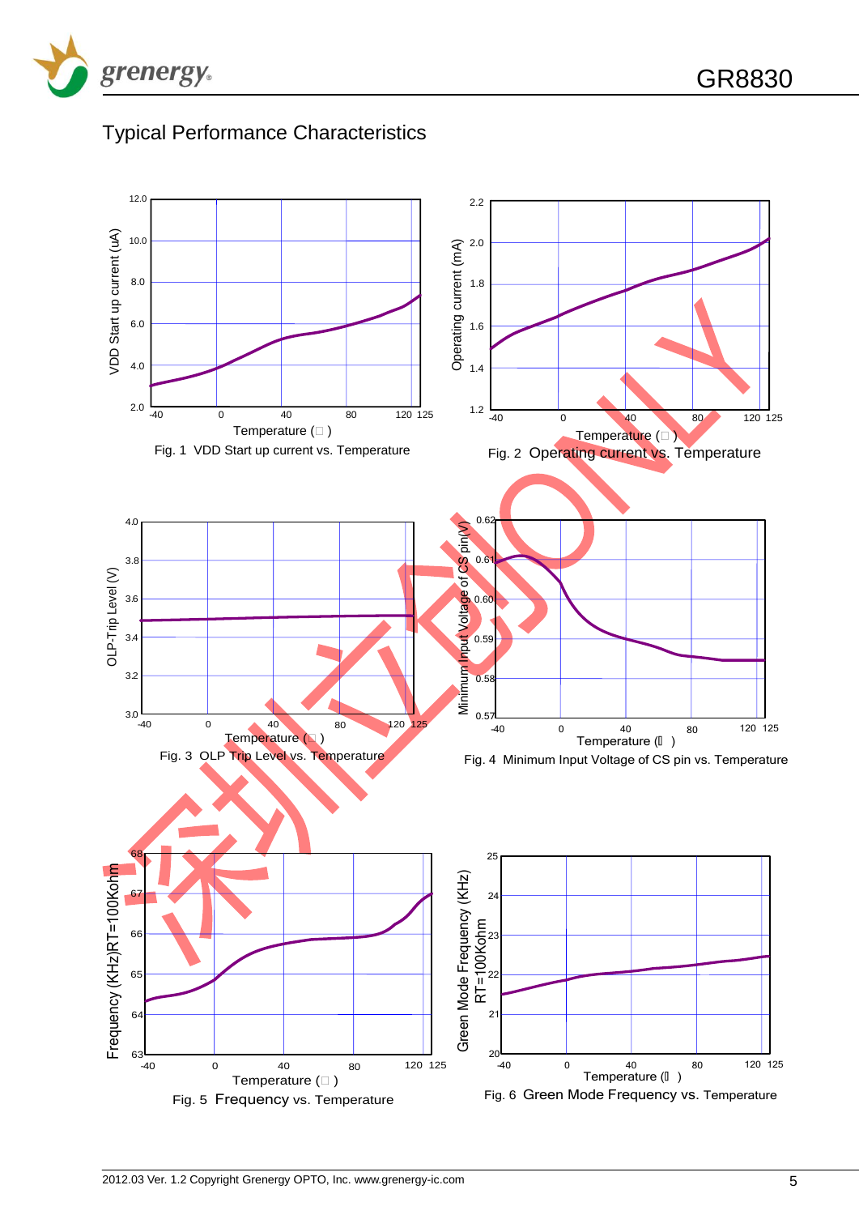## Typical Performance Characteristics

Fig. 1 VDD Start up current vs. Temperature

Fig. 2 Operating current vs. Temperature

Fig. 3 OLP Trip Level vs. Temperature

Fig. 4 Minimum Input Voltage of CS pin vs. Temperature

Fig. 5 Frequency vs. Temperature

Fig. 6 Green Mode Frequency vs. Temperature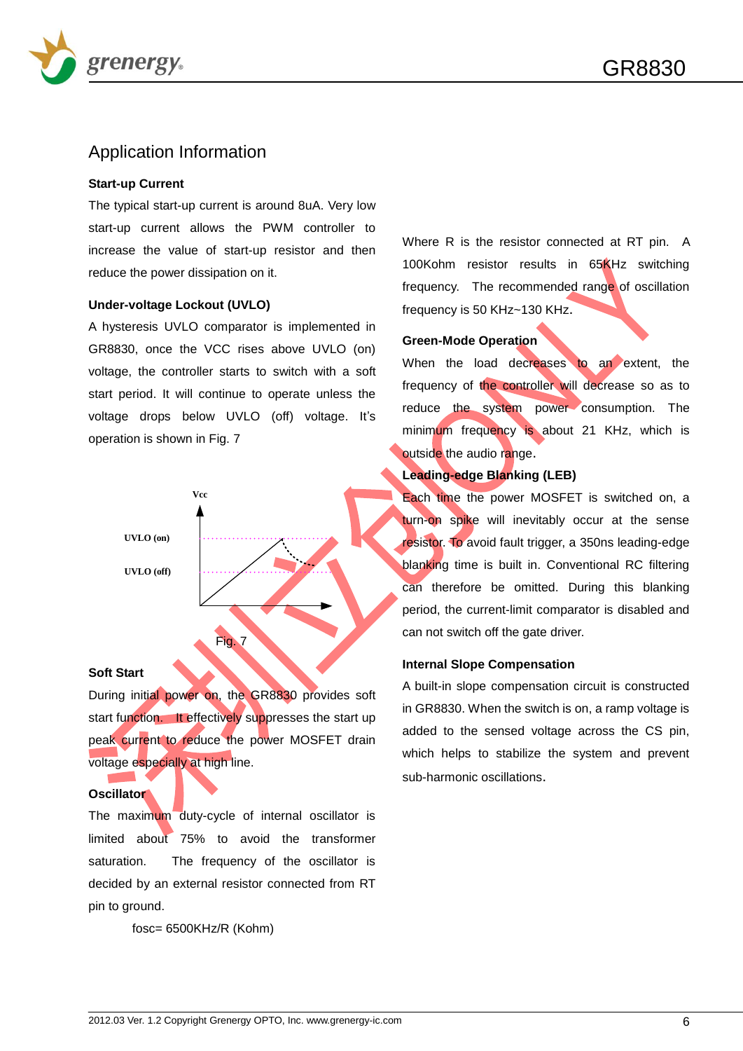# Application Information

**Start-up Current**

The typical start-up current is around 8uA. Very low start-up current allows the PWM controller to increase the value of start-up resistor and then reduce the power dissipation on it.

**Under-voltage Lockout (UVLO)**

A hysteresis UVLO comparator is implemented in GR8830, once the VCC rises above UVLO (on) voltage, the controller starts to switch with a soft start period. It will continue to operate unless the voltage drops below UVLO (off) voltage. It's operation is shown in Fig. 7

Fig. 7

**Soft Start**

During initial power on, the GR8830 provides soft start function. It effectively suppresses the start up peak current to reduce the power MOSFET drain voltage especially at high line.

**Oscillator**

The maximum duty-cycle of internal oscillator is limited about 75% to avoid the transformer saturation. The frequency of the oscillator is decided by an external resistor connected from RT pin to ground.

$$f_{osc} = 6500\text{KHz}/R\ (\text{Kohm})$$

Where R is the resistor connected at RT pin. A 100Kohm resistor results in 65KHz switching frequency. The recommended range of oscillation frequency is 50 KHz~130 KHz.

**Green-Mode Operation**

When the load decreases to an extent, the frequency of the controller will decrease so as to reduce the system power consumption. The minimum frequency is about 21 KHz, which is outside the audio range.

**Leading-edge Blanking (LEB)**

Each time the power MOSFET is switched on, a turn-on spike will inevitably occur at the sense resistor. To avoid fault trigger, a 350ns leading-edge blanking time is built in. Conventional RC filtering can therefore be omitted. During this blanking period, the current-limit comparator is disabled and can not switch off the gate driver.

**Internal Slope Compensation**

A built-in slope compensation circuit is constructed in GR8830. When the switch is on, a ramp voltage is added to the sensed voltage across the CS pin, which helps to stabilize the system and prevent sub-harmonic oscillations.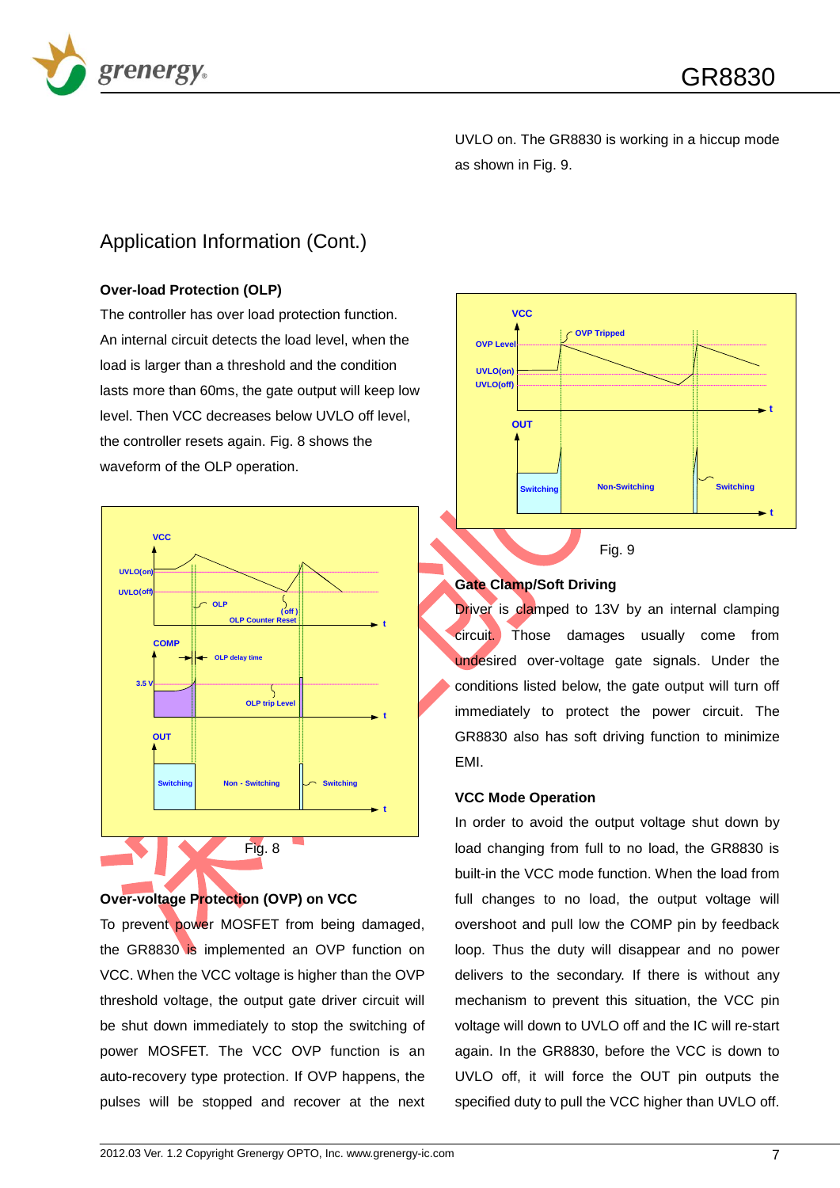UVLO on. The GR8830 is working in a hiccup mode as shown in Fig. 9.

## Application Information (Cont.)

**Over-load Protection (OLP)**

The controller has over load protection function. An internal circuit detects the load level, when the load is larger than a threshold and the condition lasts more than 60ms, the gate output will keep low level. Then VCC decreases below UVLO off level, the controller resets again. Fig. 8 shows the waveform of the OLP operation.

Fig. 8

**Over-voltage Protection (OVP) on VCC**

To prevent power MOSFET from being damaged, the GR8830 is implemented an OVP function on VCC. When the VCC voltage is higher than the OVP threshold voltage, the output gate driver circuit will be shut down immediately to stop the switching of power MOSFET. The VCC OVP function is an auto-recovery type protection. If OVP happens, the pulses will be stopped and recover at the next UVLO on. The GR8830 is working in a hiccup mode as shown in Fig. 9.

Fig. 9

**Gate Clamp/Soft Driving**

Driver is clamped to 13V by an internal clamping circuit. Those damages usually come from undesired over-voltage gate signals. Under the conditions listed below, the gate output will turn off immediately to protect the power circuit. The GR8830 also has soft driving function to minimize EMI.

**VCC Mode Operation**

In order to avoid the output voltage shut down by load changing from full to no load, the GR8830 is built-in the VCC mode function. When the load from full changes to no load, the output voltage will overshoot and pull low the COMP pin by feedback loop. Thus the duty will disappear and no power delivers to the secondary. If there is without any mechanism to prevent this situation, the VCC pin voltage will down to UVLO off and the IC will re-start again. In the GR8830, before the VCC is down to UVLO off, it will force the OUT pin outputs the specified duty to pull the VCC higher than UVLO off.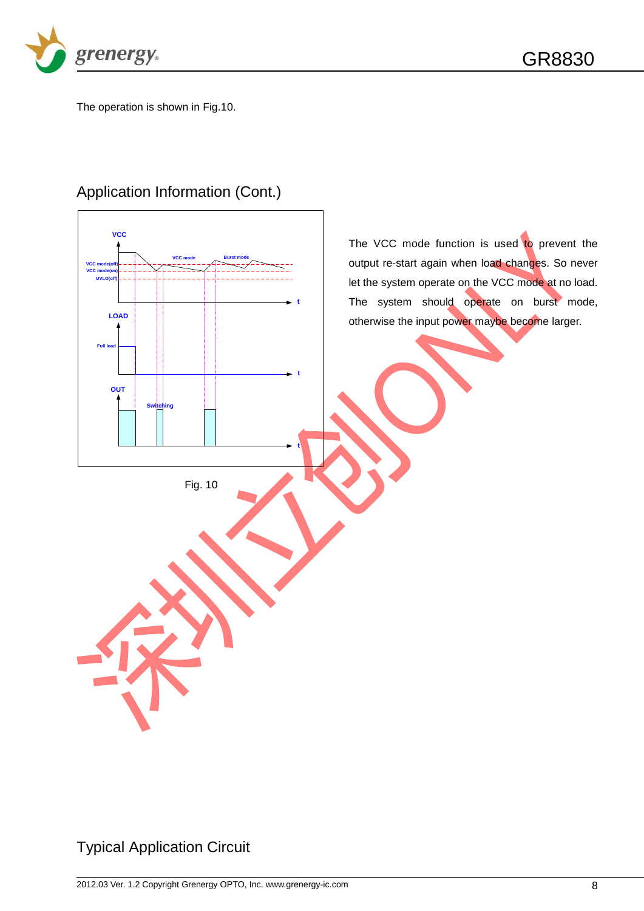The operation is shown in Fig.10.

## Application Information (Cont.)

The VCC mode function is used to prevent the output re-start again when load changes. So never let the system operate on the VCC mode at no load. The system should operate on burst mode, otherwise the input power maybe become larger.

Fig. 10

## Typical Application Circuit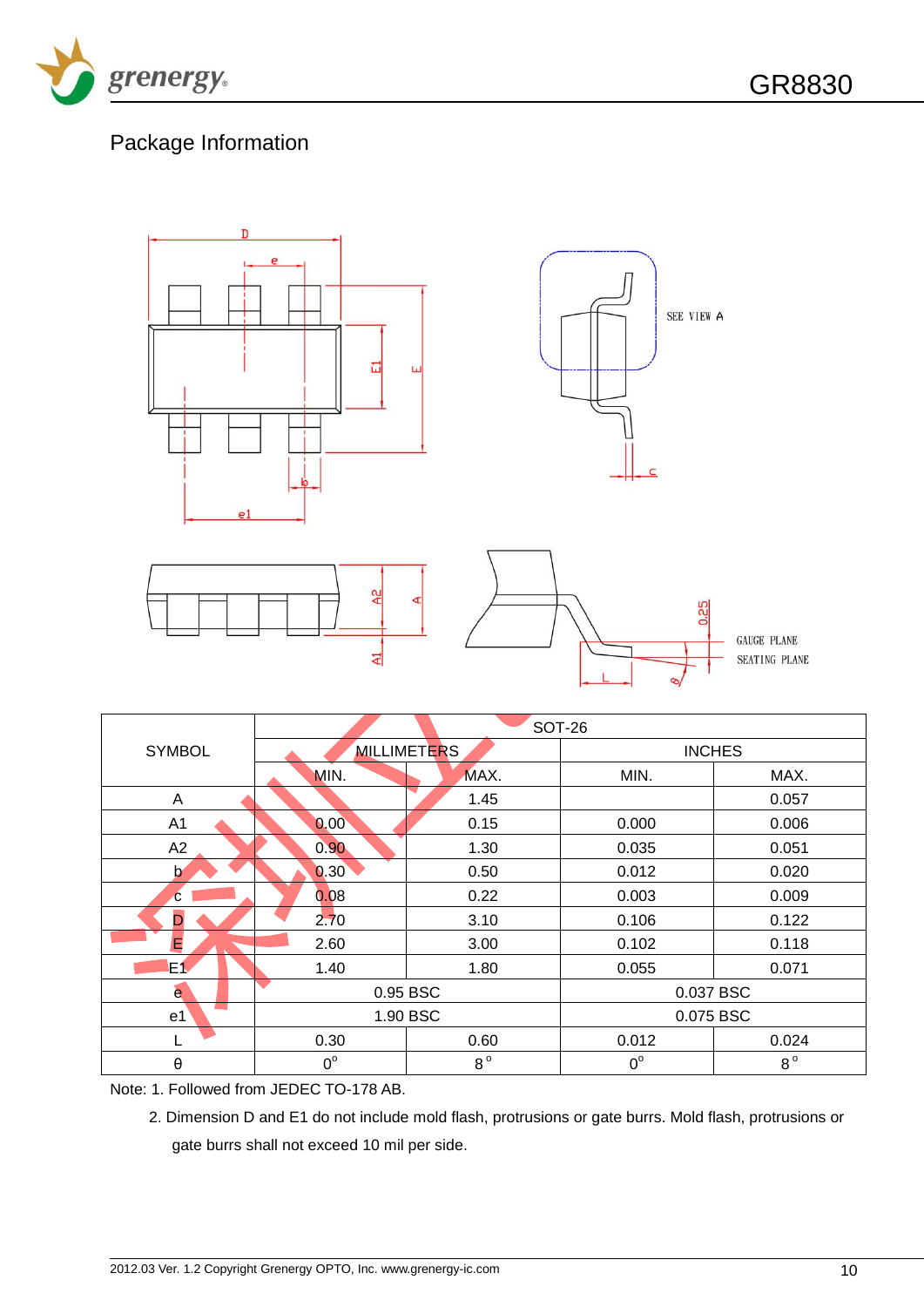## Package Information

| SYMBOL | SOT-26 | | | |
|---|---|---|---|---|
| | MILLIMETERS | | INCHES | |
| | MIN. | MAX. | MIN. | MAX. |
| A | | 1.45 | | 0.057 |
| A1 | 0.00 | 0.15 | 0.000 | 0.006 |
| A2 | 0.90 | 1.30 | 0.035 | 0.051 |
| b | 0.30 | 0.50 | 0.012 | 0.020 |
| c | 0.08 | 0.22 | 0.003 | 0.009 |
| D | 2.70 | 3.10 | 0.106 | 0.122 |
| E | 2.60 | 3.00 | 0.102 | 0.118 |
| E1 | 1.40 | 1.80 | 0.055 | 0.071 |
| e | 0.95 BSC | | 0.037 BSC | |
| e1 | 1.90 BSC | | 0.075 BSC | |
| L | 0.30 | 0.60 | 0.012 | 0.024 |
| θ | 0° | 8° | 0° | 8° |

Note: 1. Followed from JEDEC TO-178 AB.

2. Dimension D and E1 do not include mold flash, protrusions or gate burrs. Mold flash, protrusions or gate burrs shall not exceed 10 mil per side.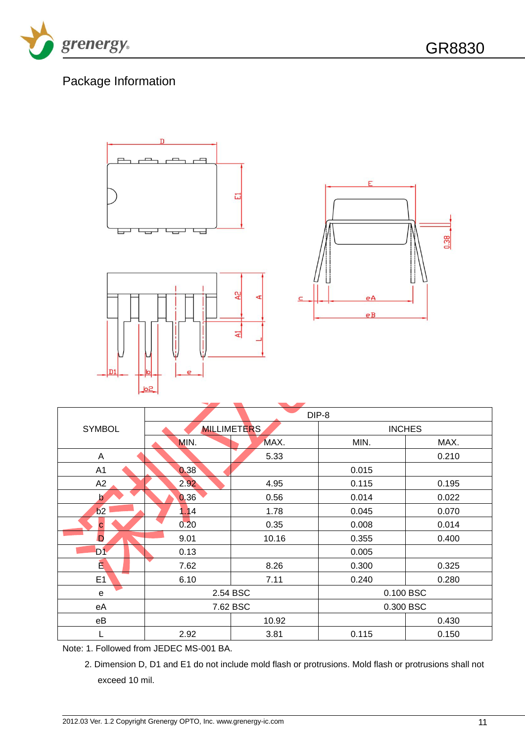## Package Information

| SYMBOL | DIP-8 | | | |
|---|---|---|---|---|
| | MILLIMETERS | | INCHES | |
| | MIN. | MAX. | MIN. | MAX. |
| A | | 5.33 | | 0.210 |
| A1 | 0.38 | | 0.015 | |
| A2 | 2.92 | 4.95 | 0.115 | 0.195 |
| b | 0.36 | 0.56 | 0.014 | 0.022 |
| b2 | 1.14 | 1.78 | 0.045 | 0.070 |
| c | 0.20 | 0.35 | 0.008 | 0.014 |
| D | 9.01 | 10.16 | 0.355 | 0.400 |
| D1 | 0.13 | | 0.005 | |
| E | 7.62 | 8.26 | 0.300 | 0.325 |
| E1 | 6.10 | 7.11 | 0.240 | 0.280 |
| e | 2.54 BSC | | 0.100 BSC | |
| eA | 7.62 BSC | | 0.300 BSC | |
| eB | | 10.92 | | 0.430 |
| L | 2.92 | 3.81 | 0.115 | 0.150 |

Note: 1. Followed from JEDEC MS-001 BA.

2. Dimension D, D1 and E1 do not include mold flash or protrusions. Mold flash or protrusions shall not exceed 10 mil.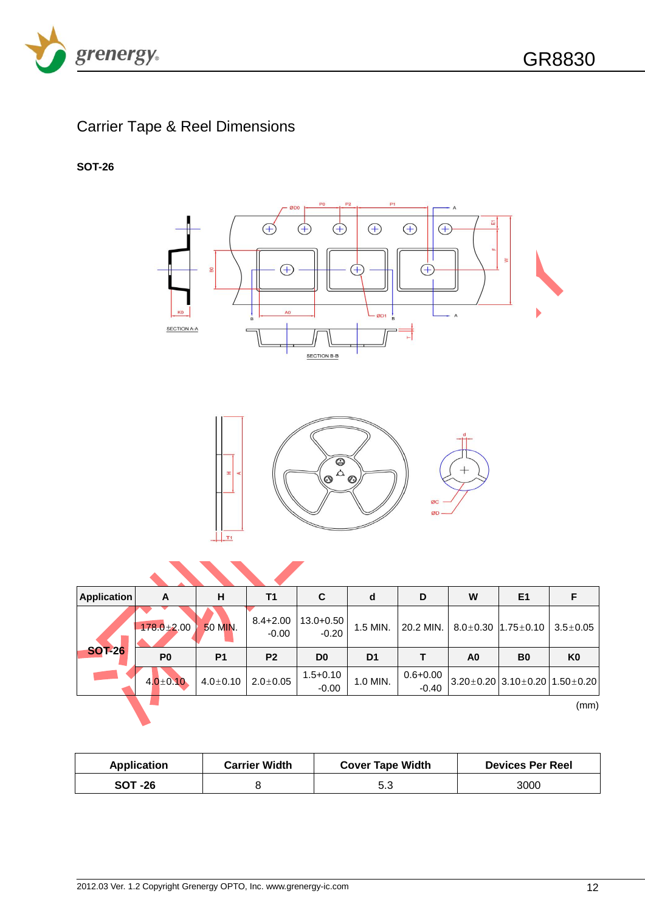## Carrier Tape & Reel Dimensions

**SOT-26**

| Application | A | H | T1 | C | d | D | W | E1 | F |
|---|---|---|---|---|---|---|---|---|---|
| SOT-26 | 178.0±2.00 | 50 MIN. | 8.4+2.00 -0.00 | 13.0+0.50 -0.20 | 1.5 MIN. | 20.2 MIN. | 8.0±0.30 | 1.75±0.10 | 3.5±0.05 |
| | **P0** | **P1** | **P2** | **D0** | **D1** | **T** | **A0** | **B0** | **K0** |
| | 4.0±0.10 | 4.0±0.10 | 2.0±0.05 | 1.5+0.10 -0.00 | 1.0 MIN. | 0.6+0.00 -0.40 | 3.20±0.20 | 3.10±0.20 | 1.50±0.20 |

(mm)

| Application | Carrier Width | Cover Tape Width | Devices Per Reel |
|---|---|---|---|
| SOT -26 | 8 | 5.3 | 3000 |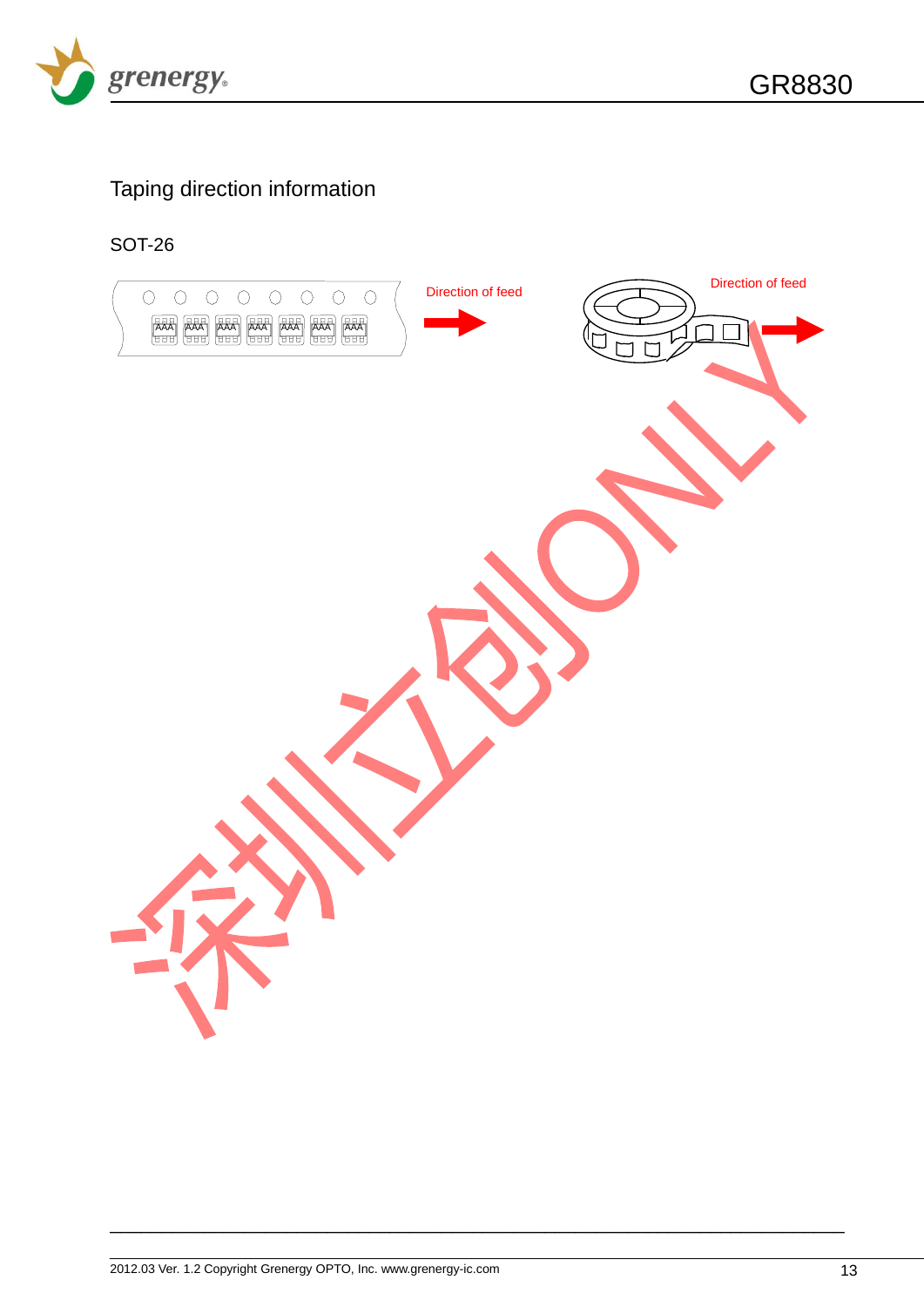## Taping direction information

### SOT-26

Direction of feed

Direction of feed